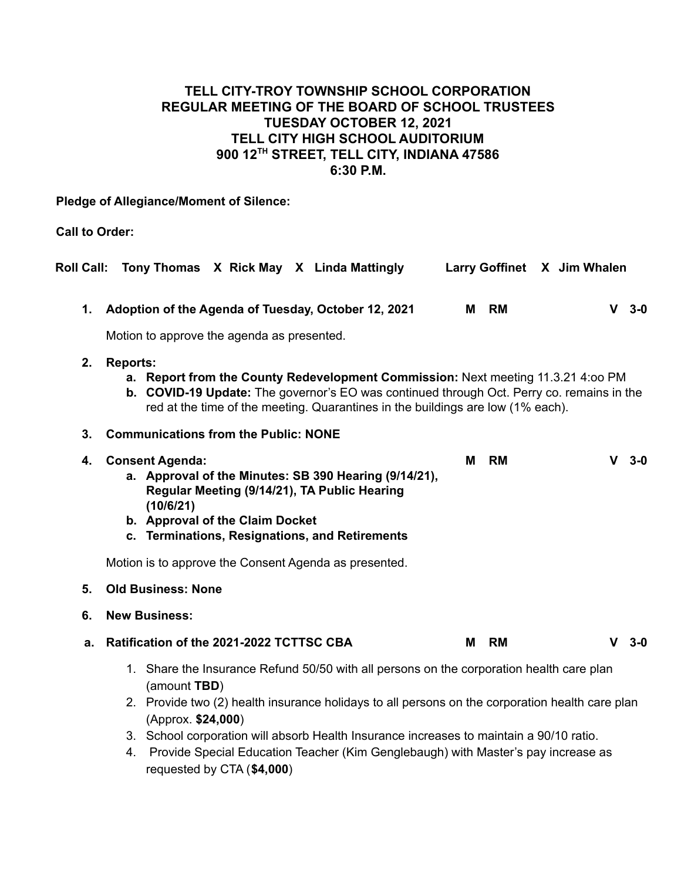**TELL CITY-TROY TOWNSHIP SCHOOL CORPORATION**
**REGULAR MEETING OF THE BOARD OF SCHOOL TRUSTEES**
**TUESDAY OCTOBER 12, 2021**
**TELL CITY HIGH SCHOOL AUDITORIUM**
**900 12TH STREET, TELL CITY, INDIANA 47586**
**6:30 P.M.**

**Pledge of Allegiance/Moment of Silence:**

**Call to Order:**

**Roll Call: Tony Thomas X Rick May X Linda Mattingly Larry Goffinet X Jim Whalen**

1. **Adoption of the Agenda of Tuesday, October 12, 2021** **M RM** **V 3-0**

   Motion to approve the agenda as presented.

2. **Reports:**
   a. **Report from the County Redevelopment Commission:** Next meeting 11.3.21 4:oo PM
   b. **COVID-19 Update:** The governor's EO was continued through Oct. Perry co. remains in the red at the time of the meeting. Quarantines in the buildings are low (1% each).

3. **Communications from the Public: NONE**

4. **Consent Agenda:** **M RM** **V 3-0**
   a. **Approval of the Minutes: SB 390 Hearing (9/14/21), Regular Meeting (9/14/21), TA Public Hearing (10/6/21)**
   b. **Approval of the Claim Docket**
   c. **Terminations, Resignations, and Retirements**

   Motion is to approve the Consent Agenda as presented.

5. **Old Business: None**

6. **New Business:**

a. **Ratification of the 2021-2022 TCTTSC CBA** **M RM** **V 3-0**

   1. Share the Insurance Refund 50/50 with all persons on the corporation health care plan (amount **TBD**)
   2. Provide two (2) health insurance holidays to all persons on the corporation health care plan (Approx. **$24,000**)
   3. School corporation will absorb Health Insurance increases to maintain a 90/10 ratio.
   4. Provide Special Education Teacher (Kim Genglebaugh) with Master's pay increase as requested by CTA (**$4,000**)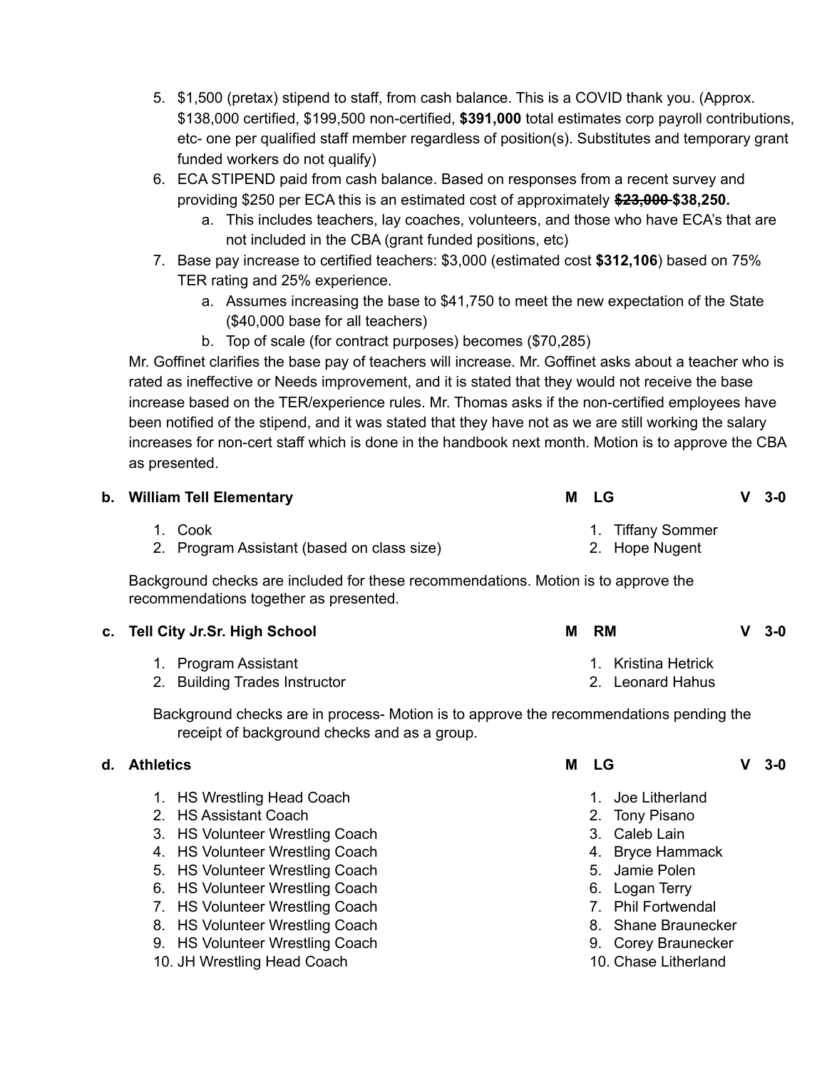5. $1,500 (pretax) stipend to staff, from cash balance. This is a COVID thank you. (Approx. $138,000 certified, $199,500 non-certified, **$391,000** total estimates corp payroll contributions, etc- one per qualified staff member regardless of position(s). Substitutes and temporary grant funded workers do not qualify)
6. ECA STIPEND paid from cash balance. Based on responses from a recent survey and providing $250 per ECA this is an estimated cost of approximately ~~**$23,000**~~ **$38,250.**
   a. This includes teachers, lay coaches, volunteers, and those who have ECA's that are not included in the CBA (grant funded positions, etc)
7. Base pay increase to certified teachers: $3,000 (estimated cost **$312,106**) based on 75% TER rating and 25% experience.
   a. Assumes increasing the base to $41,750 to meet the new expectation of the State ($40,000 base for all teachers)
   b. Top of scale (for contract purposes) becomes ($70,285)

Mr. Goffinet clarifies the base pay of teachers will increase. Mr. Goffinet asks about a teacher who is rated as ineffective or Needs improvement, and it is stated that they would not receive the base increase based on the TER/experience rules. Mr. Thomas asks if the non-certified employees have been notified of the stipend, and it was stated that they have not as we are still working the salary increases for non-cert staff which is done in the handbook next month. Motion is to approve the CBA as presented.

**b. William Tell Elementary** — **M** LG — **V** 3-0

| Position | Name |
|---|---|
| 1. Cook | 1. Tiffany Sommer |
| 2. Program Assistant (based on class size) | 2. Hope Nugent |

Background checks are included for these recommendations. Motion is to approve the recommendations together as presented.

**c. Tell City Jr.Sr. High School** — **M** RM — **V** 3-0

| Position | Name |
|---|---|
| 1. Program Assistant | 1. Kristina Hetrick |
| 2. Building Trades Instructor | 2. Leonard Hahus |

Background checks are in process- Motion is to approve the recommendations pending the receipt of background checks and as a group.

**d. Athletics** — **M** LG — **V** 3-0

| Position | Name |
|---|---|
| 1. HS Wrestling Head Coach | 1. Joe Litherland |
| 2. HS Assistant Coach | 2. Tony Pisano |
| 3. HS Volunteer Wrestling Coach | 3. Caleb Lain |
| 4. HS Volunteer Wrestling Coach | 4. Bryce Hammack |
| 5. HS Volunteer Wrestling Coach | 5. Jamie Polen |
| 6. HS Volunteer Wrestling Coach | 6. Logan Terry |
| 7. HS Volunteer Wrestling Coach | 7. Phil Fortwendal |
| 8. HS Volunteer Wrestling Coach | 8. Shane Braunecker |
| 9. HS Volunteer Wrestling Coach | 9. Corey Braunecker |
| 10. JH Wrestling Head Coach | 10. Chase Litherland |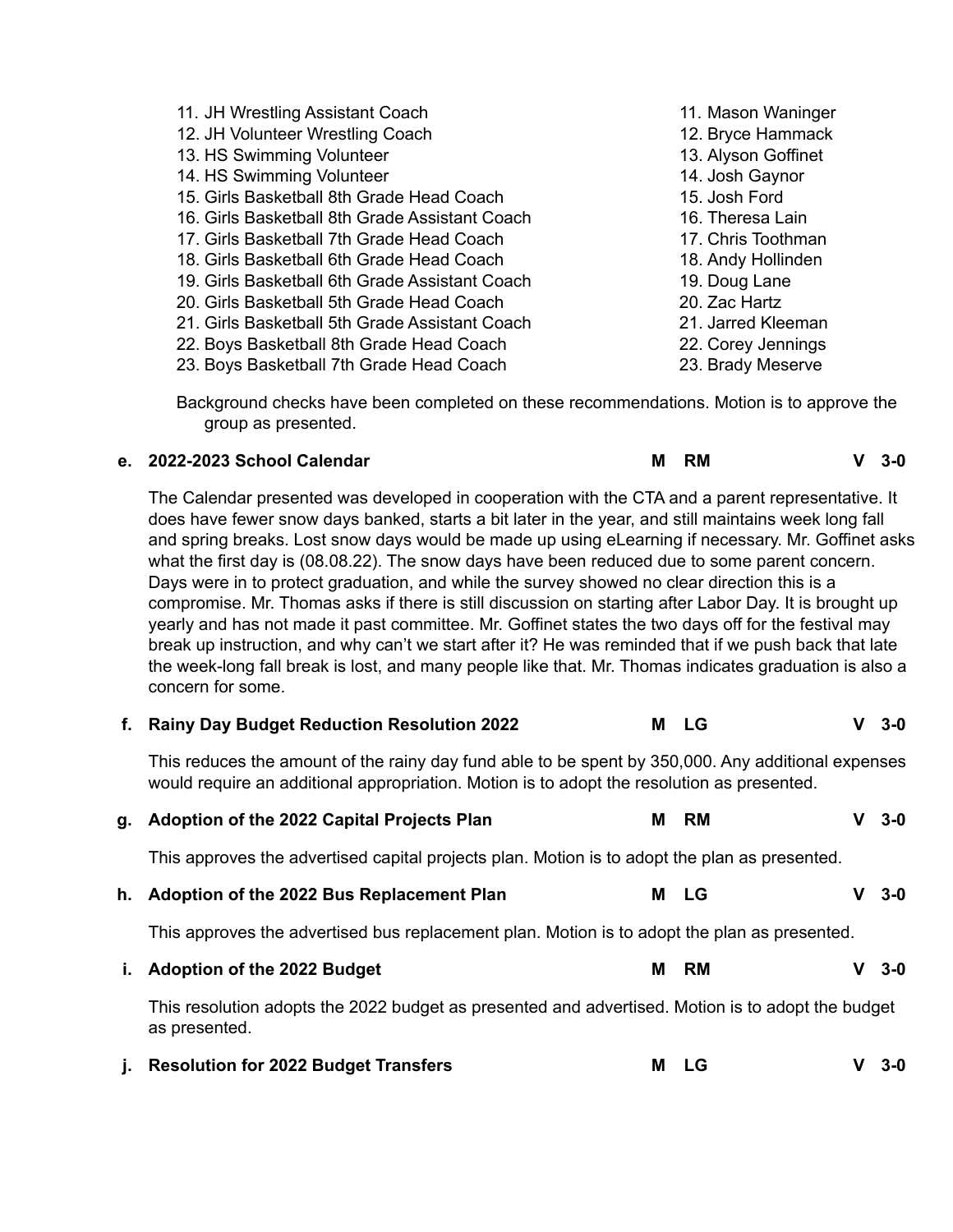| Position | Name |
|---|---|
| 11. JH Wrestling Assistant Coach | 11. Mason Waninger |
| 12. JH Volunteer Wrestling Coach | 12. Bryce Hammack |
| 13. HS Swimming Volunteer | 13. Alyson Goffinet |
| 14. HS Swimming Volunteer | 14. Josh Gaynor |
| 15. Girls Basketball 8th Grade Head Coach | 15. Josh Ford |
| 16. Girls Basketball 8th Grade Assistant Coach | 16. Theresa Lain |
| 17. Girls Basketball 7th Grade Head Coach | 17. Chris Toothman |
| 18. Girls Basketball 6th Grade Head Coach | 18. Andy Hollinden |
| 19. Girls Basketball 6th Grade Assistant Coach | 19. Doug Lane |
| 20. Girls Basketball 5th Grade Head Coach | 20. Zac Hartz |
| 21. Girls Basketball 5th Grade Assistant Coach | 21. Jarred Kleeman |
| 22. Boys Basketball 8th Grade Head Coach | 22. Corey Jennings |
| 23. Boys Basketball 7th Grade Head Coach | 23. Brady Meserve |

Background checks have been completed on these recommendations. Motion is to approve the group as presented.

**e. 2022-2023 School Calendar — M RM — V 3-0**

The Calendar presented was developed in cooperation with the CTA and a parent representative. It does have fewer snow days banked, starts a bit later in the year, and still maintains week long fall and spring breaks. Lost snow days would be made up using eLearning if necessary. Mr. Goffinet asks what the first day is (08.08.22). The snow days have been reduced due to some parent concern. Days were in to protect graduation, and while the survey showed no clear direction this is a compromise. Mr. Thomas asks if there is still discussion on starting after Labor Day. It is brought up yearly and has not made it past committee. Mr. Goffinet states the two days off for the festival may break up instruction, and why can't we start after it? He was reminded that if we push back that late the week-long fall break is lost, and many people like that. Mr. Thomas indicates graduation is also a concern for some.

**f. Rainy Day Budget Reduction Resolution 2022 — M LG — V 3-0**

This reduces the amount of the rainy day fund able to be spent by 350,000. Any additional expenses would require an additional appropriation. Motion is to adopt the resolution as presented.

**g. Adoption of the 2022 Capital Projects Plan — M RM — V 3-0**

This approves the advertised capital projects plan. Motion is to adopt the plan as presented.

**h. Adoption of the 2022 Bus Replacement Plan — M LG — V 3-0**

This approves the advertised bus replacement plan. Motion is to adopt the plan as presented.

**i. Adoption of the 2022 Budget — M RM — V 3-0**

This resolution adopts the 2022 budget as presented and advertised. Motion is to adopt the budget as presented.

**j. Resolution for 2022 Budget Transfers — M LG — V 3-0**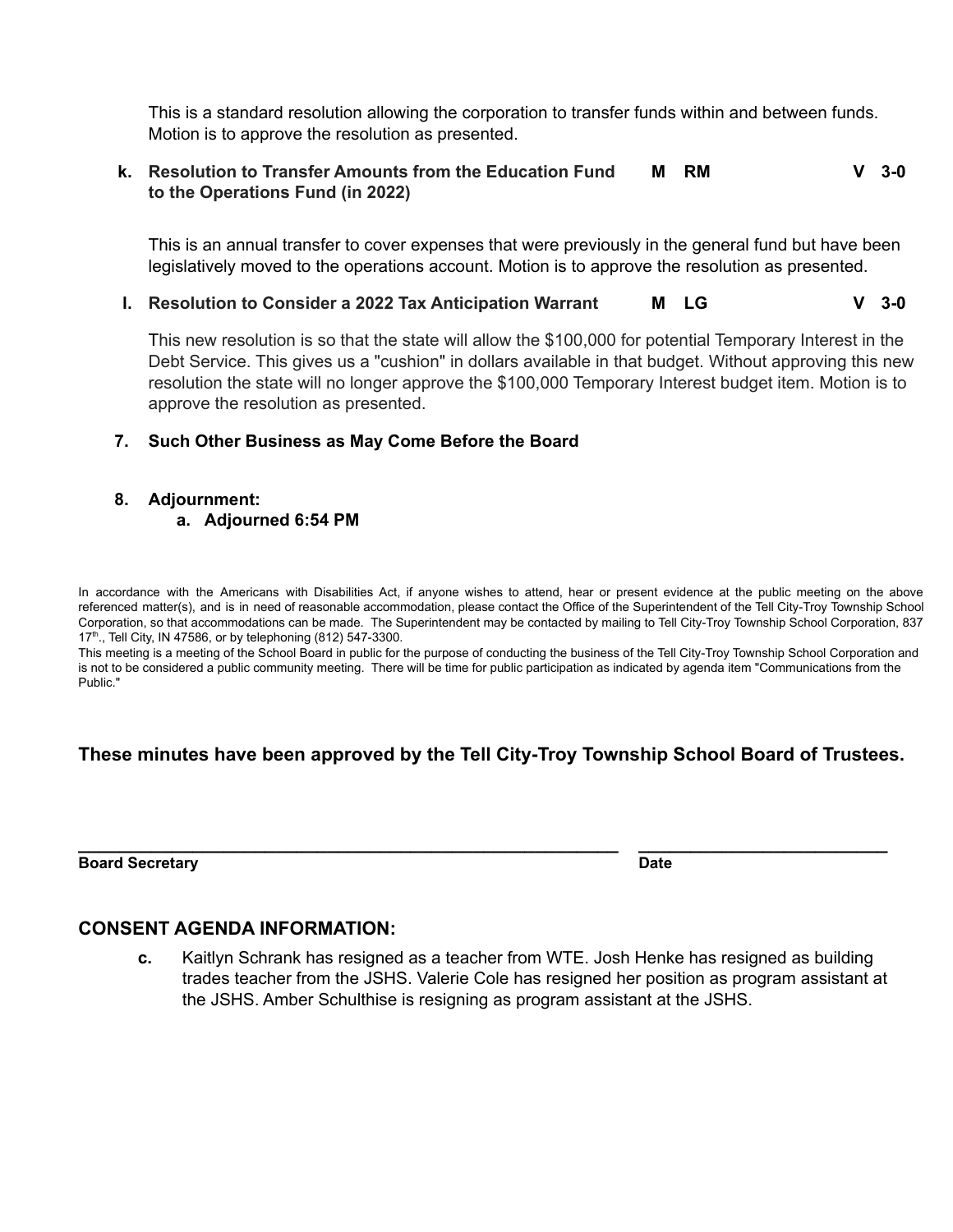This is a standard resolution allowing the corporation to transfer funds within and between funds. Motion is to approve the resolution as presented.

**k. Resolution to Transfer Amounts from the Education Fund to the Operations Fund (in 2022)** **M RM** **V 3-0**

This is an annual transfer to cover expenses that were previously in the general fund but have been legislatively moved to the operations account. Motion is to approve the resolution as presented.

**l. Resolution to Consider a 2022 Tax Anticipation Warrant** **M LG** **V 3-0**

This new resolution is so that the state will allow the $100,000 for potential Temporary Interest in the Debt Service. This gives us a "cushion" in dollars available in that budget. Without approving this new resolution the state will no longer approve the $100,000 Temporary Interest budget item. Motion is to approve the resolution as presented.

**7. Such Other Business as May Come Before the Board**

**8. Adjournment:**

**a. Adjourned 6:54 PM**

In accordance with the Americans with Disabilities Act, if anyone wishes to attend, hear or present evidence at the public meeting on the above referenced matter(s), and is in need of reasonable accommodation, please contact the Office of the Superintendent of the Tell City-Troy Township School Corporation, so that accommodations can be made. The Superintendent may be contacted by mailing to Tell City-Troy Township School Corporation, 837 17th., Tell City, IN 47586, or by telephoning (812) 547-3300.
This meeting is a meeting of the School Board in public for the purpose of conducting the business of the Tell City-Troy Township School Corporation and is not to be considered a public community meeting. There will be time for public participation as indicated by agenda item "Communications from the Public."

**These minutes have been approved by the Tell City-Troy Township School Board of Trustees.**

\_\_\_\_\_\_\_\_\_\_\_\_\_\_\_\_\_\_\_\_\_\_\_\_\_\_\_\_\_\_\_\_\_\_\_\_\_\_ \_\_\_\_\_\_\_\_\_\_\_\_\_\_\_\_\_\_\_\_\_\_\_\_
**Board Secretary** **Date**

## CONSENT AGENDA INFORMATION:

**c.** Kaitlyn Schrank has resigned as a teacher from WTE. Josh Henke has resigned as building trades teacher from the JSHS. Valerie Cole has resigned her position as program assistant at the JSHS. Amber Schulthise is resigning as program assistant at the JSHS.